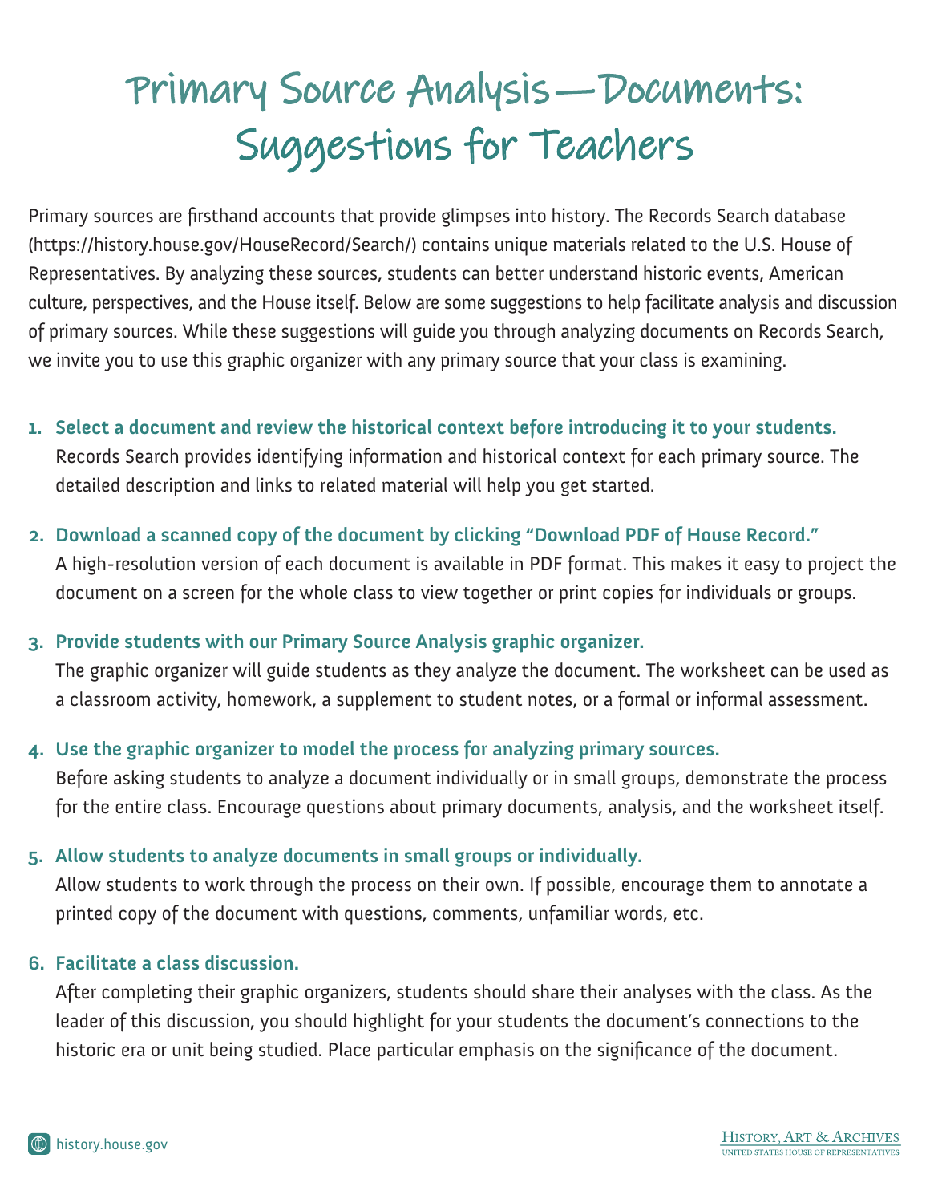# Primary Source Analysis—Documents: Suggestions for Teachers

Primary sources are firsthand accounts that provide glimpses into history. The Records Search database (https://history.house.gov/HouseRecord/Search/) contains unique materials related to the U.S. House of Representatives. By analyzing these sources, students can better understand historic events, American culture, perspectives, and the House itself. Below are some suggestions to help facilitate analysis and discussion of primary sources. While these suggestions will guide you through analyzing documents on Records Search, we invite you to use this graphic organizer with any primary source that your class is examining.

1. **Select a document and review the historical context before introducing it to your students.**
   Records Search provides identifying information and historical context for each primary source. The detailed description and links to related material will help you get started.

2. **Download a scanned copy of the document by clicking "Download PDF of House Record."**
   A high-resolution version of each document is available in PDF format. This makes it easy to project the document on a screen for the whole class to view together or print copies for individuals or groups.

3. **Provide students with our Primary Source Analysis graphic organizer.**
   The graphic organizer will guide students as they analyze the document. The worksheet can be used as a classroom activity, homework, a supplement to student notes, or a formal or informal assessment.

4. **Use the graphic organizer to model the process for analyzing primary sources.**
   Before asking students to analyze a document individually or in small groups, demonstrate the process for the entire class. Encourage questions about primary documents, analysis, and the worksheet itself.

5. **Allow students to analyze documents in small groups or individually.**
   Allow students to work through the process on their own. If possible, encourage them to annotate a printed copy of the document with questions, comments, unfamiliar words, etc.

6. **Facilitate a class discussion.**
   After completing their graphic organizers, students should share their analyses with the class. As the leader of this discussion, you should highlight for your students the document's connections to the historic era or unit being studied. Place particular emphasis on the significance of the document.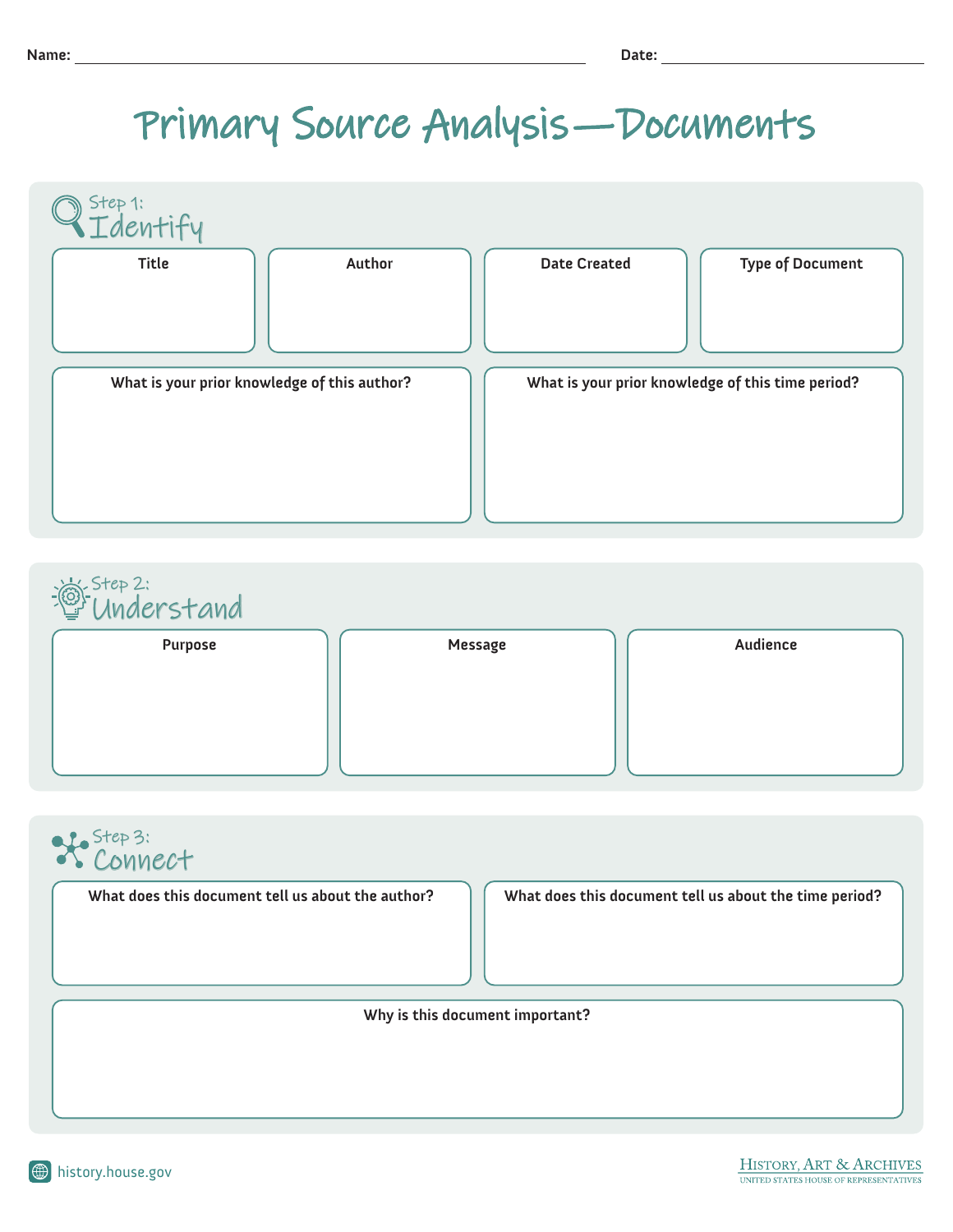Name: ______________________ Date: ______________

# Primary Source Analysis—Documents

## Step 1: Identify

| Title | Author | Date Created | Type of Document |
|---|---|---|---|
| | | | |

| What is your prior knowledge of this author? | What is your prior knowledge of this time period? |
|---|---|
| | |

## Step 2: Understand

| Purpose | Message | Audience |
|---|---|---|
| | | |

## Step 3: Connect

| What does this document tell us about the author? | What does this document tell us about the time period? |
|---|---|
| | |

| Why is this document important? |
|---|
| |

history.house.gov

History, Art & Archives
United States House of Representatives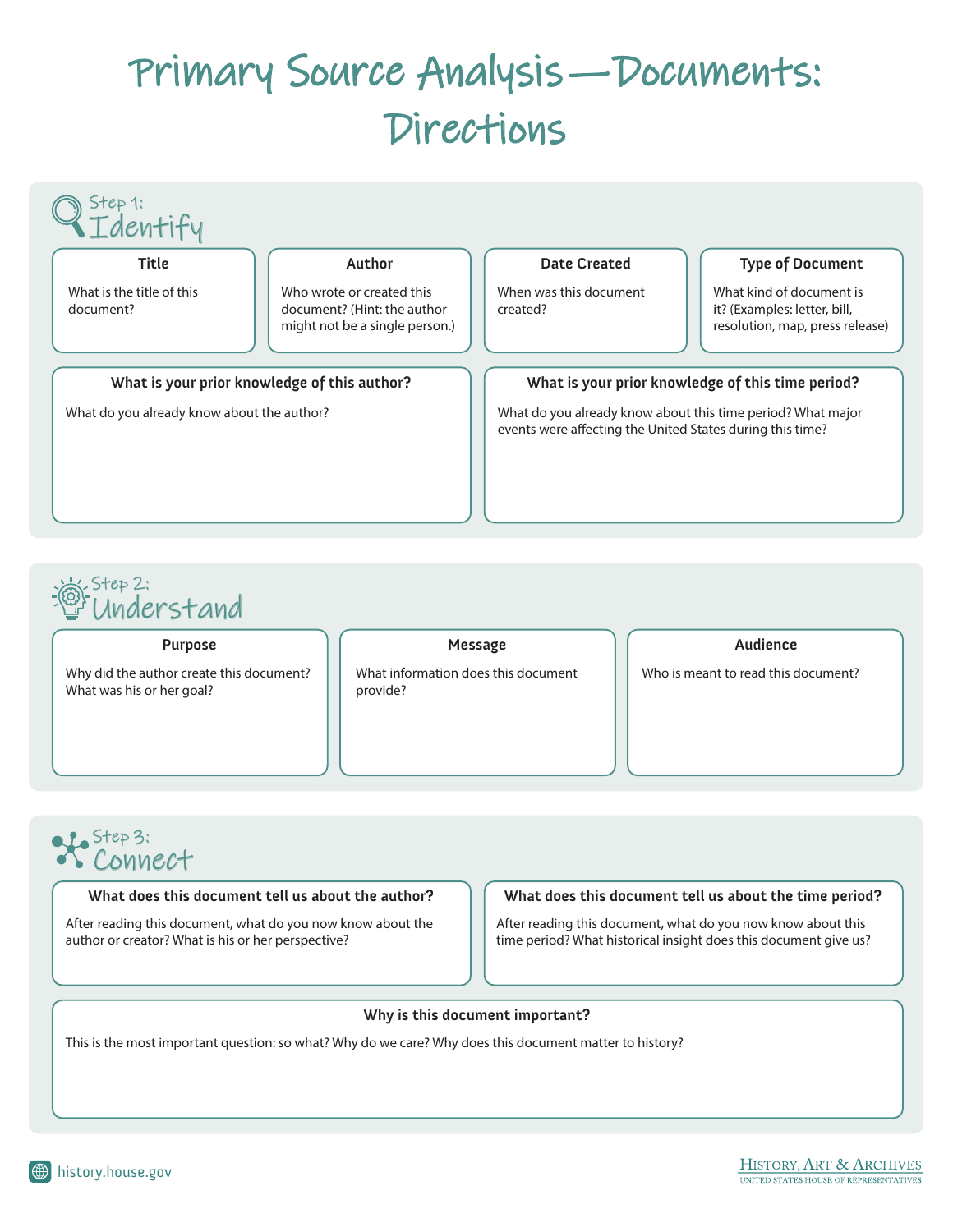# Primary Source Analysis—Documents: Directions

## Step 1: Identify

### Title

What is the title of this document?

### Author

Who wrote or created this document? (Hint: the author might not be a single person.)

### Date Created

When was this document created?

### Type of Document

What kind of document is it? (Examples: letter, bill, resolution, map, press release)

### What is your prior knowledge of this author?

What do you already know about the author?

### What is your prior knowledge of this time period?

What do you already know about this time period? What major events were affecting the United States during this time?

## Step 2: Understand

### Purpose

Why did the author create this document? What was his or her goal?

### Message

What information does this document provide?

### Audience

Who is meant to read this document?

## Step 3: Connect

### What does this document tell us about the author?

After reading this document, what do you now know about the author or creator? What is his or her perspective?

### What does this document tell us about the time period?

After reading this document, what do you now know about this time period? What historical insight does this document give us?

### Why is this document important?

This is the most important question: so what? Why do we care? Why does this document matter to history?

history.house.gov

History, Art & Archives
United States House of Representatives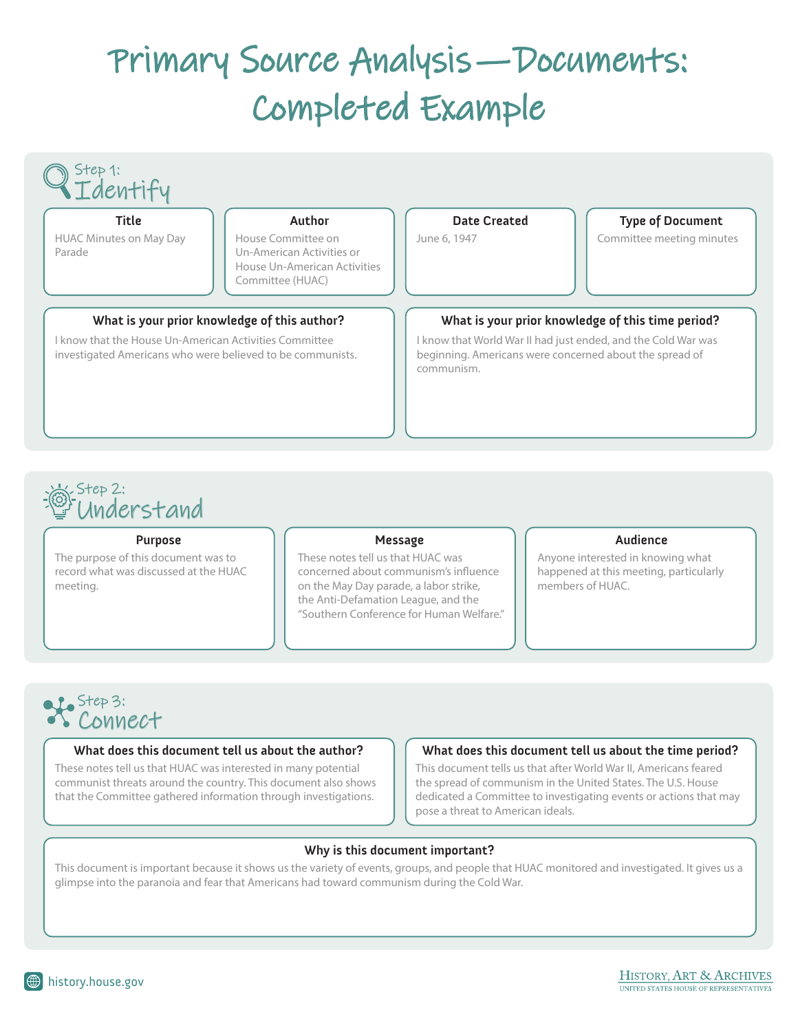# Primary Source Analysis—Documents: Completed Example

## Step 1: Identify

**Title**

HUAC Minutes on May Day Parade

**Author**

House Committee on Un-American Activities or House Un-American Activities Committee (HUAC)

**Date Created**

June 6, 1947

**Type of Document**

Committee meeting minutes

**What is your prior knowledge of this author?**

I know that the House Un-American Activities Committee investigated Americans who were believed to be communists.

**What is your prior knowledge of this time period?**

I know that World War II had just ended, and the Cold War was beginning. Americans were concerned about the spread of communism.

## Step 2: Understand

**Purpose**

The purpose of this document was to record what was discussed at the HUAC meeting.

**Message**

These notes tell us that HUAC was concerned about communism's influence on the May Day parade, a labor strike, the Anti-Defamation League, and the "Southern Conference for Human Welfare."

**Audience**

Anyone interested in knowing what happened at this meeting, particularly members of HUAC.

## Step 3: Connect

**What does this document tell us about the author?**

These notes tell us that HUAC was interested in many potential communist threats around the country. This document also shows that the Committee gathered information through investigations.

**What does this document tell us about the time period?**

This document tells us that after World War II, Americans feared the spread of communism in the United States. The U.S. House dedicated a Committee to investigating events or actions that may pose a threat to American ideals.

**Why is this document important?**

This document is important because it shows us the variety of events, groups, and people that HUAC monitored and investigated. It gives us a glimpse into the paranoia and fear that Americans had toward communism during the Cold War.

history.house.gov

History, Art & Archives
United States House of Representatives